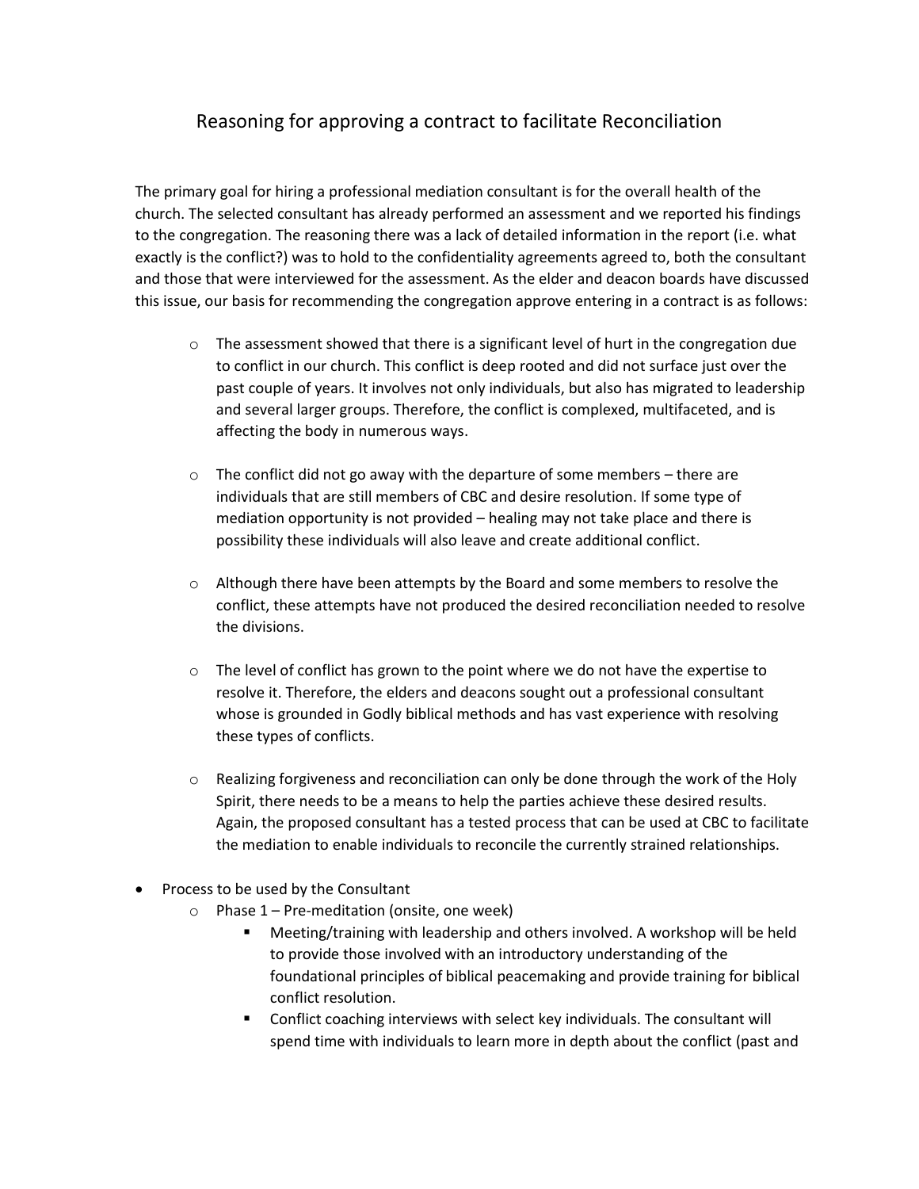# Reasoning for approving a contract to facilitate Reconciliation

The primary goal for hiring a professional mediation consultant is for the overall health of the church. The selected consultant has already performed an assessment and we reported his findings to the congregation. The reasoning there was a lack of detailed information in the report (i.e. what exactly is the conflict?) was to hold to the confidentiality agreements agreed to, both the consultant and those that were interviewed for the assessment. As the elder and deacon boards have discussed this issue, our basis for recommending the congregation approve entering in a contract is as follows:

- The assessment showed that there is a significant level of hurt in the congregation due to conflict in our church. This conflict is deep rooted and did not surface just over the past couple of years. It involves not only individuals, but also has migrated to leadership and several larger groups. Therefore, the conflict is complexed, multifaceted, and is affecting the body in numerous ways.

- The conflict did not go away with the departure of some members – there are individuals that are still members of CBC and desire resolution. If some type of mediation opportunity is not provided – healing may not take place and there is possibility these individuals will also leave and create additional conflict.

- Although there have been attempts by the Board and some members to resolve the conflict, these attempts have not produced the desired reconciliation needed to resolve the divisions.

- The level of conflict has grown to the point where we do not have the expertise to resolve it. Therefore, the elders and deacons sought out a professional consultant whose is grounded in Godly biblical methods and has vast experience with resolving these types of conflicts.

- Realizing forgiveness and reconciliation can only be done through the work of the Holy Spirit, there needs to be a means to help the parties achieve these desired results. Again, the proposed consultant has a tested process that can be used at CBC to facilitate the mediation to enable individuals to reconcile the currently strained relationships.

- Process to be used by the Consultant
  - Phase 1 – Pre-meditation (onsite, one week)
    - Meeting/training with leadership and others involved. A workshop will be held to provide those involved with an introductory understanding of the foundational principles of biblical peacemaking and provide training for biblical conflict resolution.
    - Conflict coaching interviews with select key individuals. The consultant will spend time with individuals to learn more in depth about the conflict (past and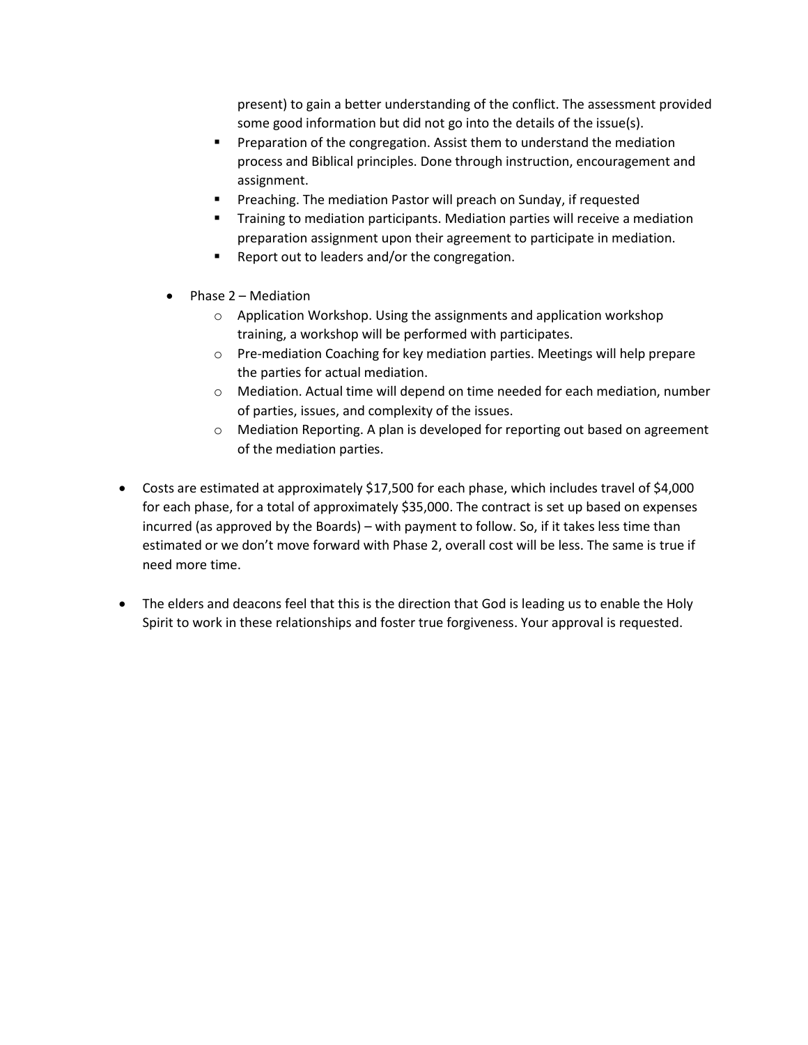present) to gain a better understanding of the conflict. The assessment provided some good information but did not go into the details of the issue(s).

- Preparation of the congregation. Assist them to understand the mediation process and Biblical principles. Done through instruction, encouragement and assignment.
- Preaching. The mediation Pastor will preach on Sunday, if requested
- Training to mediation participants. Mediation parties will receive a mediation preparation assignment upon their agreement to participate in mediation.
- Report out to leaders and/or the congregation.

- Phase 2 – Mediation
  - Application Workshop. Using the assignments and application workshop training, a workshop will be performed with participates.
  - Pre-mediation Coaching for key mediation parties. Meetings will help prepare the parties for actual mediation.
  - Mediation. Actual time will depend on time needed for each mediation, number of parties, issues, and complexity of the issues.
  - Mediation Reporting. A plan is developed for reporting out based on agreement of the mediation parties.

- Costs are estimated at approximately $17,500 for each phase, which includes travel of $4,000 for each phase, for a total of approximately $35,000. The contract is set up based on expenses incurred (as approved by the Boards) – with payment to follow. So, if it takes less time than estimated or we don't move forward with Phase 2, overall cost will be less. The same is true if need more time.

- The elders and deacons feel that this is the direction that God is leading us to enable the Holy Spirit to work in these relationships and foster true forgiveness. Your approval is requested.